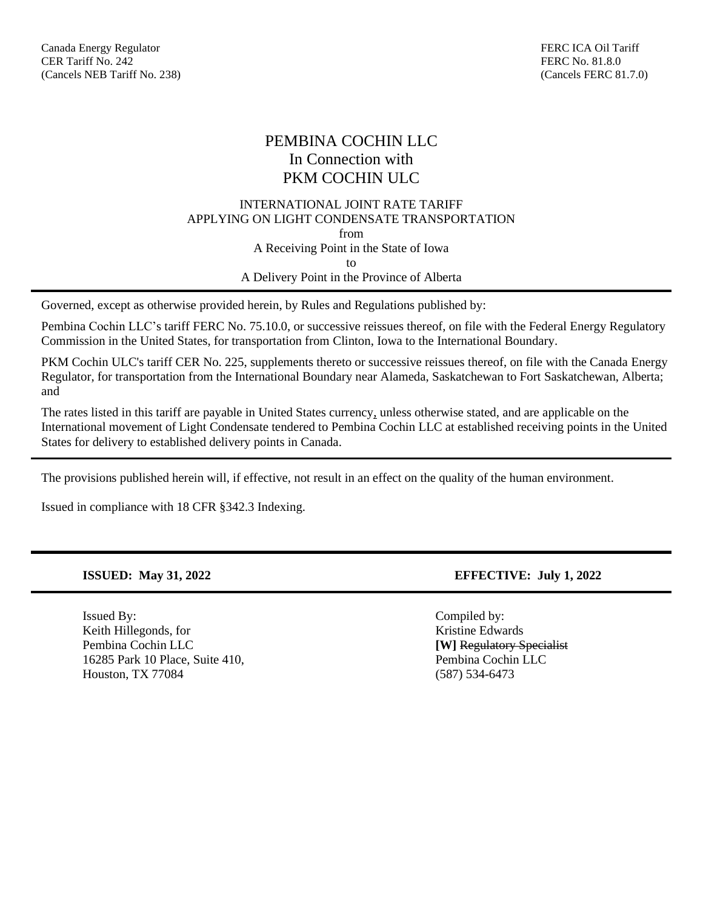Canada Energy Regulator
CER Tariff No. 242
(Cancels NEB Tariff No. 238)

FERC ICA Oil Tariff
FERC No. 81.8.0
(Cancels FERC 81.7.0)

# PEMBINA COCHIN LLC
# In Connection with
# PKM COCHIN ULC

INTERNATIONAL JOINT RATE TARIFF
APPLYING ON LIGHT CONDENSATE TRANSPORTATION
from
A Receiving Point in the State of Iowa
to
A Delivery Point in the Province of Alberta

---

Governed, except as otherwise provided herein, by Rules and Regulations published by:

Pembina Cochin LLC's tariff FERC No. 75.10.0, or successive reissues thereof, on file with the Federal Energy Regulatory Commission in the United States, for transportation from Clinton, Iowa to the International Boundary.

PKM Cochin ULC's tariff CER No. 225, supplements thereto or successive reissues thereof, on file with the Canada Energy Regulator, for transportation from the International Boundary near Alameda, Saskatchewan to Fort Saskatchewan, Alberta; and

The rates listed in this tariff are payable in United States currency, unless otherwise stated, and are applicable on the International movement of Light Condensate tendered to Pembina Cochin LLC at established receiving points in the United States for delivery to established delivery points in Canada.

---

The provisions published herein will, if effective, not result in an effect on the quality of the human environment.

Issued in compliance with 18 CFR §342.3 Indexing.

---

**ISSUED: May 31, 2022** **EFFECTIVE: July 1, 2022**

---

Issued By:
Keith Hillegonds, for
Pembina Cochin LLC
16285 Park 10 Place, Suite 410,
Houston, TX 77084

Compiled by:
Kristine Edwards
**[W]** ~~Regulatory Specialist~~
Pembina Cochin LLC
(587) 534-6473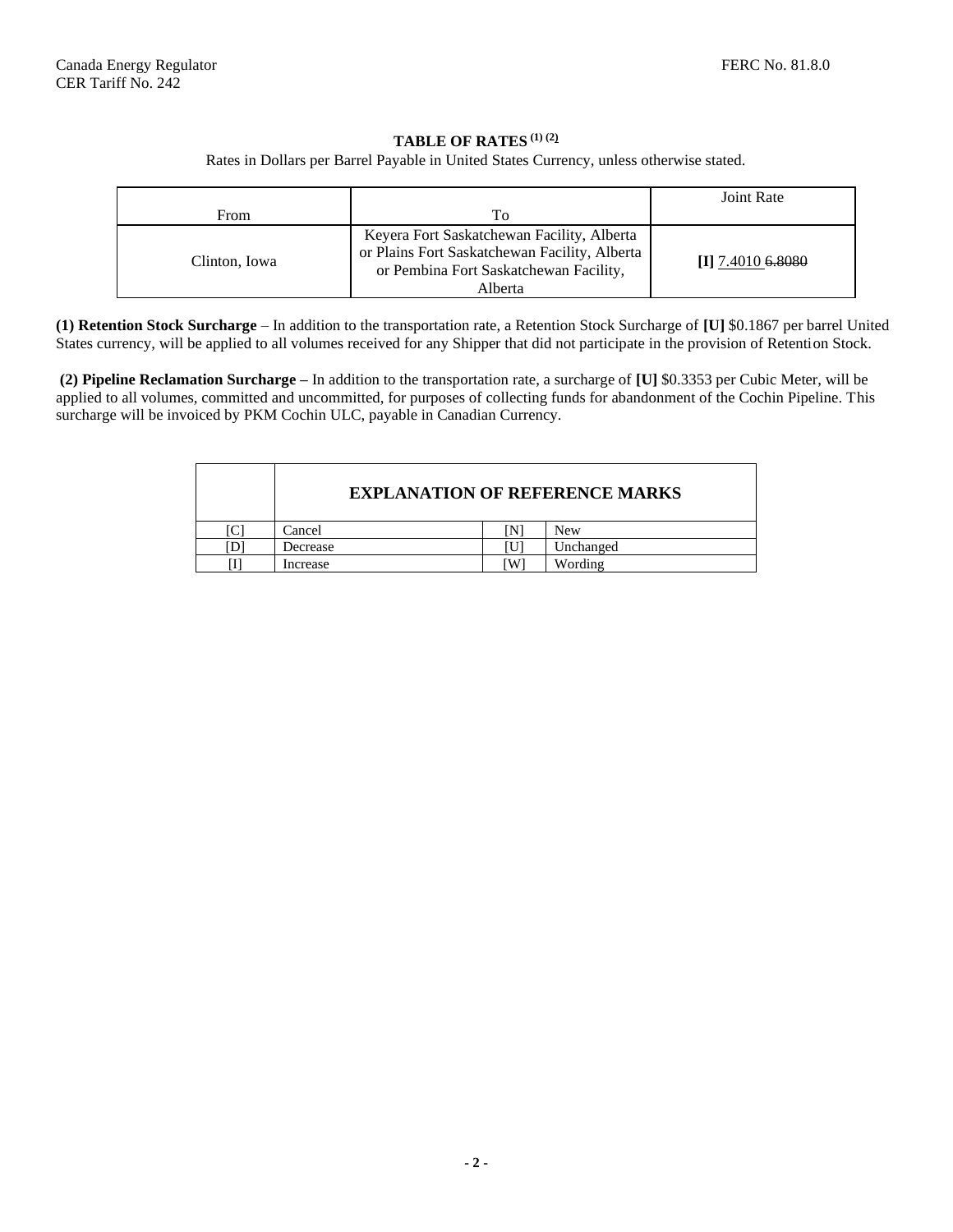Canada Energy Regulator
CER Tariff No. 242

FERC No. 81.8.0

## TABLE OF RATES (1) (2)

Rates in Dollars per Barrel Payable in United States Currency, unless otherwise stated.

| From | To | Joint Rate |
|---|---|---|
| Clinton, Iowa | Keyera Fort Saskatchewan Facility, Alberta or Plains Fort Saskatchewan Facility, Alberta or Pembina Fort Saskatchewan Facility, Alberta | **[I]** 7.4010 ~~6.8080~~ |

**(1) Retention Stock Surcharge** – In addition to the transportation rate, a Retention Stock Surcharge of **[U]** $0.1867 per barrel United States currency, will be applied to all volumes received for any Shipper that did not participate in the provision of Retention Stock.

**(2) Pipeline Reclamation Surcharge –** In addition to the transportation rate, a surcharge of **[U]** $0.3353 per Cubic Meter, will be applied to all volumes, committed and uncommitted, for purposes of collecting funds for abandonment of the Cochin Pipeline. This surcharge will be invoiced by PKM Cochin ULC, payable in Canadian Currency.

| | **EXPLANATION OF REFERENCE MARKS** | | |
|---|---|---|---|
| [C] | Cancel | [N] | New |
| [D] | Decrease | [U] | Unchanged |
| [I] | Increase | [W] | Wording |